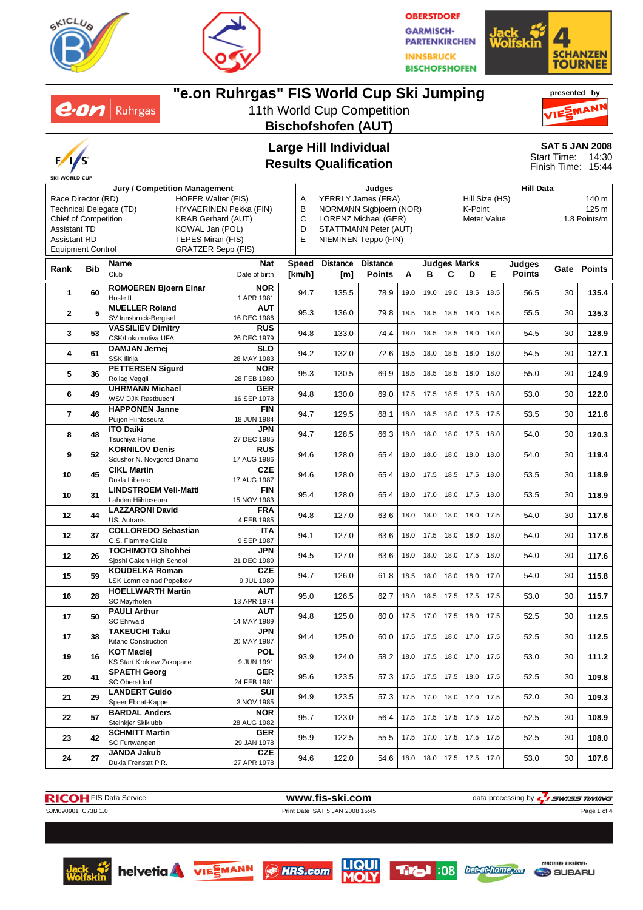# "e.on Ruhrgas" FIS World Cup Ski Jumping

11th World Cup Competition

**Bischofshofen (AUT)**

presented by VIESSMANN

## Large Hill Individual
## Results Qualification

**SAT 5 JAN 2008**
Start Time: 14:30
Finish Time: 15:44

| Jury / Competition Management | | Judges | | Hill Data | |
|---|---|---|---|---|---|
| Race Director (RD) | HOFER Walter (FIS) | A | YERRLY James (FRA) | Hill Size (HS) | 140 m |
| Technical Delegate (TD) | HYVAERINEN Pekka (FIN) | B | NORMANN Sigbjoern (NOR) | K-Point | 125 m |
| Chief of Competition | KRAB Gerhard (AUT) | C | LORENZ Michael (GER) | Meter Value | 1.8 Points/m |
| Assistant TD | KOWAL Jan (POL) | D | STATTMANN Peter (AUT) | | |
| Assistant RD | TEPES Miran (FIS) | E | NIEMINEN Teppo (FIN) | | |
| Equipment Control | GRATZER Sepp (FIS) | | | | |

| Rank | Bib | Name / Club | Nat / Date of birth | Speed [km/h] | Distance [m] | Distance Points | A | B | C | D | E | Judges Points | Gate | Points |
|---|---|---|---|---|---|---|---|---|---|---|---|---|---|---|
| 1 | 60 | **ROMOEREN Bjoern Einar** Hosle IL | **NOR** 1 APR 1981 | 94.7 | 135.5 | 78.9 | 19.0 | 19.0 | 19.0 | 18.5 | 18.5 | 56.5 | 30 | **135.4** |
| 2 | 5 | **MUELLER Roland** SV Innsbruck-Bergisel | **AUT** 16 DEC 1986 | 95.3 | 136.0 | 79.8 | 18.5 | 18.5 | 18.5 | 18.0 | 18.5 | 55.5 | 30 | **135.3** |
| 3 | 53 | **VASSILIEV Dimitry** CSK/Lokomotiva UFA | **RUS** 26 DEC 1979 | 94.8 | 133.0 | 74.4 | 18.0 | 18.5 | 18.5 | 18.0 | 18.0 | 54.5 | 30 | **128.9** |
| 4 | 61 | **DAMJAN Jernej** SSK Ilirija | **SLO** 28 MAY 1983 | 94.2 | 132.0 | 72.6 | 18.5 | 18.0 | 18.5 | 18.0 | 18.0 | 54.5 | 30 | **127.1** |
| 5 | 36 | **PETTERSEN Sigurd** Rollag Veggli | **NOR** 28 FEB 1980 | 95.3 | 130.5 | 69.9 | 18.5 | 18.5 | 18.5 | 18.0 | 18.0 | 55.0 | 30 | **124.9** |
| 6 | 49 | **UHRMANN Michael** WSV DJK Rastbuechl | **GER** 16 SEP 1978 | 94.8 | 130.0 | 69.0 | 17.5 | 17.5 | 18.5 | 17.5 | 18.0 | 53.0 | 30 | **122.0** |
| 7 | 46 | **HAPPONEN Janne** Puijon Hiihtoseura | **FIN** 18 JUN 1984 | 94.7 | 129.5 | 68.1 | 18.0 | 18.5 | 18.0 | 17.5 | 17.5 | 53.5 | 30 | **121.6** |
| 8 | 48 | **ITO Daiki** Tsuchiya Home | **JPN** 27 DEC 1985 | 94.7 | 128.5 | 66.3 | 18.0 | 18.0 | 18.0 | 17.5 | 18.0 | 54.0 | 30 | **120.3** |
| 9 | 52 | **KORNILOV Denis** Sdushor N. Novgorod Dinamo | **RUS** 17 AUG 1986 | 94.6 | 128.0 | 65.4 | 18.0 | 18.0 | 18.0 | 18.0 | 18.0 | 54.0 | 30 | **119.4** |
| 10 | 45 | **CIKL Martin** Dukla Liberec | **CZE** 17 AUG 1987 | 94.6 | 128.0 | 65.4 | 18.0 | 17.5 | 18.5 | 17.5 | 18.0 | 53.5 | 30 | **118.9** |
| 10 | 31 | **LINDSTROEM Veli-Matti** Lahden Hiihtoseura | **FIN** 15 NOV 1983 | 95.4 | 128.0 | 65.4 | 18.0 | 17.0 | 18.0 | 17.5 | 18.0 | 53.5 | 30 | **118.9** |
| 12 | 44 | **LAZZARONI David** US. Autrans | **FRA** 4 FEB 1985 | 94.8 | 127.0 | 63.6 | 18.0 | 18.0 | 18.0 | 18.0 | 17.5 | 54.0 | 30 | **117.6** |
| 12 | 37 | **COLLOREDO Sebastian** G.S. Fiamme Gialle | **ITA** 9 SEP 1987 | 94.1 | 127.0 | 63.6 | 18.0 | 17.5 | 18.0 | 18.0 | 18.0 | 54.0 | 30 | **117.6** |
| 12 | 26 | **TOCHIMOTO Shohhei** Sjoshi Gaken High School | **JPN** 21 DEC 1989 | 94.5 | 127.0 | 63.6 | 18.0 | 18.0 | 18.0 | 17.5 | 18.0 | 54.0 | 30 | **117.6** |
| 15 | 59 | **KOUDELKA Roman** LSK Lomnice nad Popelkov | **CZE** 9 JUL 1989 | 94.7 | 126.0 | 61.8 | 18.5 | 18.0 | 18.0 | 18.0 | 17.0 | 54.0 | 30 | **115.8** |
| 16 | 28 | **HOELLWARTH Martin** SC Mayrhofen | **AUT** 13 APR 1974 | 95.0 | 126.5 | 62.7 | 18.0 | 18.5 | 17.5 | 17.5 | 17.5 | 53.0 | 30 | **115.7** |
| 17 | 50 | **PAULI Arthur** SC Ehrwald | **AUT** 14 MAY 1989 | 94.8 | 125.0 | 60.0 | 17.5 | 17.0 | 17.5 | 18.0 | 17.5 | 52.5 | 30 | **112.5** |
| 17 | 38 | **TAKEUCHI Taku** Kitano Construction | **JPN** 20 MAY 1987 | 94.4 | 125.0 | 60.0 | 17.5 | 17.5 | 18.0 | 17.0 | 17.5 | 52.5 | 30 | **112.5** |
| 19 | 16 | **KOT Maciej** KS Start Krokiew Zakopane | **POL** 9 JUN 1991 | 93.9 | 124.0 | 58.2 | 18.0 | 17.5 | 18.0 | 17.0 | 17.5 | 53.0 | 30 | **111.2** |
| 20 | 41 | **SPAETH Georg** SC Oberstdorf | **GER** 24 FEB 1981 | 95.6 | 123.5 | 57.3 | 17.5 | 17.5 | 17.5 | 18.0 | 17.5 | 52.5 | 30 | **109.8** |
| 21 | 29 | **LANDERT Guido** Speer Ebnat-Kappel | **SUI** 3 NOV 1985 | 94.9 | 123.5 | 57.3 | 17.5 | 17.0 | 18.0 | 17.0 | 17.5 | 52.0 | 30 | **109.3** |
| 22 | 57 | **BARDAL Anders** Steinkjer Skiklubb | **NOR** 28 AUG 1982 | 95.7 | 123.0 | 56.4 | 17.5 | 17.5 | 17.5 | 17.5 | 17.5 | 52.5 | 30 | **108.9** |
| 23 | 42 | **SCHMITT Martin** SC Furtwangen | **GER** 29 JAN 1978 | 95.9 | 122.5 | 55.5 | 17.5 | 17.0 | 17.5 | 17.5 | 17.5 | 52.5 | 30 | **108.0** |
| 24 | 27 | **JANDA Jakub** Dukla Frenstat P.R. | **CZE** 27 APR 1978 | 94.6 | 122.0 | 54.6 | 18.0 | 18.0 | 17.5 | 17.5 | 17.0 | 53.0 | 30 | **107.6** |

RICOH FIS Data Service — www.fis-ski.com — data processing by SWISS TIMING

SJM090901_C73B 1.0 — Print Date SAT 5 JAN 2008 15:45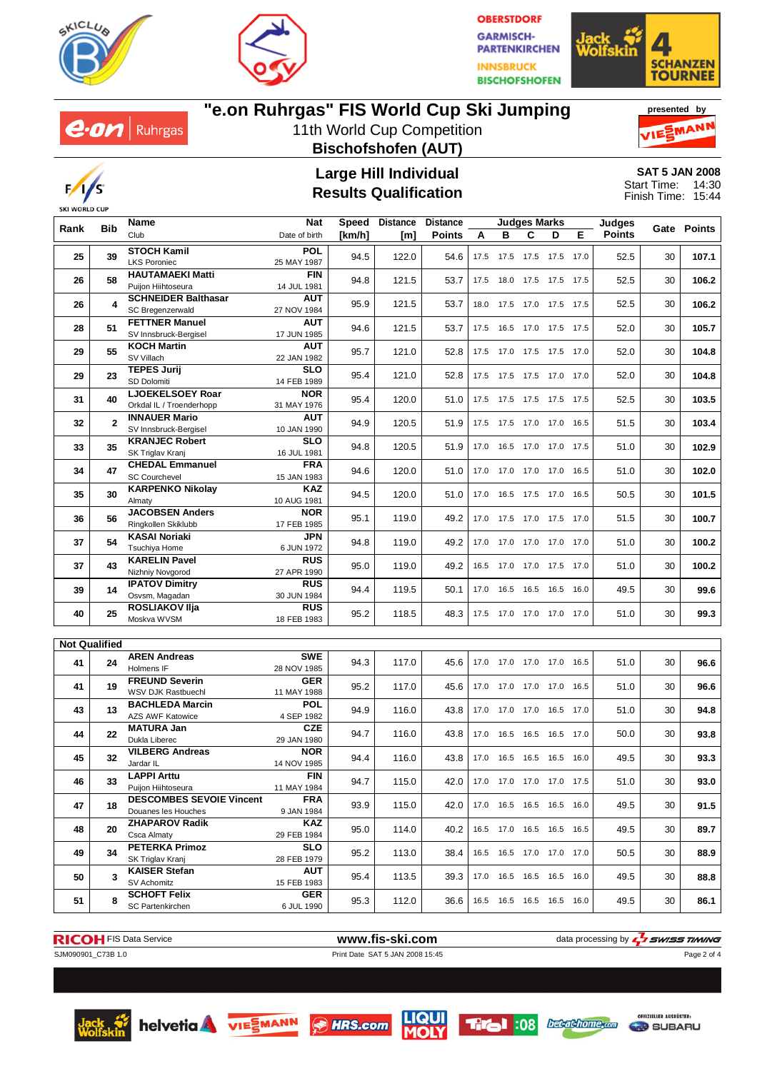# "e.on Ruhrgas" FIS World Cup Ski Jumping

11th World Cup Competition

**Bischofshofen (AUT)**

presented by VIESSMANN

## Large Hill Individual
## Results Qualification

**SAT 5 JAN 2008**
Start Time: 14:30
Finish Time: 15:44

| Rank | Bib | Name / Club | Nat / Date of birth | Speed [km/h] | Distance [m] | Distance Points | A | B | C | D | E | Judges Points | Gate | Points |
|---|---|---|---|---|---|---|---|---|---|---|---|---|---|---|
| 25 | 39 | **STOCH Kamil** LKS Poroniec | **POL** 25 MAY 1987 | 94.5 | 122.0 | 54.6 | 17.5 | 17.5 | 17.5 | 17.5 | 17.0 | 52.5 | 30 | **107.1** |
| 26 | 58 | **HAUTAMAEKI Matti** Puijon Hiihtoseura | **FIN** 14 JUL 1981 | 94.8 | 121.5 | 53.7 | 17.5 | 18.0 | 17.5 | 17.5 | 17.5 | 52.5 | 30 | **106.2** |
| 26 | 4 | **SCHNEIDER Balthasar** SC Bregenzerwald | **AUT** 27 NOV 1984 | 95.9 | 121.5 | 53.7 | 18.0 | 17.5 | 17.0 | 17.5 | 17.5 | 52.5 | 30 | **106.2** |
| 28 | 51 | **FETTNER Manuel** SV Innsbruck-Bergisel | **AUT** 17 JUN 1985 | 94.6 | 121.5 | 53.7 | 17.5 | 16.5 | 17.0 | 17.5 | 17.5 | 52.0 | 30 | **105.7** |
| 29 | 55 | **KOCH Martin** SV Villach | **AUT** 22 JAN 1982 | 95.7 | 121.0 | 52.8 | 17.5 | 17.0 | 17.5 | 17.5 | 17.0 | 52.0 | 30 | **104.8** |
| 29 | 23 | **TEPES Jurij** SD Dolomiti | **SLO** 14 FEB 1989 | 95.4 | 121.0 | 52.8 | 17.5 | 17.5 | 17.5 | 17.0 | 17.0 | 52.0 | 30 | **104.8** |
| 31 | 40 | **LJOEKELSOEY Roar** Orkdal IL / Troenderhopp | **NOR** 31 MAY 1976 | 95.4 | 120.0 | 51.0 | 17.5 | 17.5 | 17.5 | 17.5 | 17.5 | 52.5 | 30 | **103.5** |
| 32 | 2 | **INNAUER Mario** SV Innsbruck-Bergisel | **AUT** 10 JAN 1990 | 94.9 | 120.5 | 51.9 | 17.5 | 17.5 | 17.0 | 17.0 | 16.5 | 51.5 | 30 | **103.4** |
| 33 | 35 | **KRANJEC Robert** SK Triglav Kranj | **SLO** 16 JUL 1981 | 94.8 | 120.5 | 51.9 | 17.0 | 16.5 | 17.0 | 17.0 | 17.5 | 51.0 | 30 | **102.9** |
| 34 | 47 | **CHEDAL Emmanuel** SC Courchevel | **FRA** 15 JAN 1983 | 94.6 | 120.0 | 51.0 | 17.0 | 17.0 | 17.0 | 17.0 | 16.5 | 51.0 | 30 | **102.0** |
| 35 | 30 | **KARPENKO Nikolay** Almaty | **KAZ** 10 AUG 1981 | 94.5 | 120.0 | 51.0 | 17.0 | 16.5 | 17.5 | 17.0 | 16.5 | 50.5 | 30 | **101.5** |
| 36 | 56 | **JACOBSEN Anders** Ringkollen Skiklubb | **NOR** 17 FEB 1985 | 95.1 | 119.0 | 49.2 | 17.0 | 17.5 | 17.0 | 17.5 | 17.0 | 51.5 | 30 | **100.7** |
| 37 | 54 | **KASAI Noriaki** Tsuchiya Home | **JPN** 6 JUN 1972 | 94.8 | 119.0 | 49.2 | 17.0 | 17.0 | 17.0 | 17.0 | 17.0 | 51.0 | 30 | **100.2** |
| 37 | 43 | **KARELIN Pavel** Nizhniy Novgorod | **RUS** 27 APR 1990 | 95.0 | 119.0 | 49.2 | 16.5 | 17.0 | 17.0 | 17.5 | 17.0 | 51.0 | 30 | **100.2** |
| 39 | 14 | **IPATOV Dimitry** Osvsm, Magadan | **RUS** 30 JUN 1984 | 94.4 | 119.5 | 50.1 | 17.0 | 16.5 | 16.5 | 16.5 | 16.0 | 49.5 | 30 | **99.6** |
| 40 | 25 | **ROSLIAKOV Ilja** Moskva WVSM | **RUS** 18 FEB 1983 | 95.2 | 118.5 | 48.3 | 17.5 | 17.0 | 17.0 | 17.0 | 17.0 | 51.0 | 30 | **99.3** |

**Not Qualified**

| Rank | Bib | Name / Club | Nat / Date of birth | Speed [km/h] | Distance [m] | Distance Points | A | B | C | D | E | Judges Points | Gate | Points |
|---|---|---|---|---|---|---|---|---|---|---|---|---|---|---|
| 41 | 24 | **AREN Andreas** Holmens IF | **SWE** 28 NOV 1985 | 94.3 | 117.0 | 45.6 | 17.0 | 17.0 | 17.0 | 17.0 | 16.5 | 51.0 | 30 | **96.6** |
| 41 | 19 | **FREUND Severin** WSV DJK Rastbuechl | **GER** 11 MAY 1988 | 95.2 | 117.0 | 45.6 | 17.0 | 17.0 | 17.0 | 17.0 | 16.5 | 51.0 | 30 | **96.6** |
| 43 | 13 | **BACHLEDA Marcin** AZS AWF Katowice | **POL** 4 SEP 1982 | 94.9 | 116.0 | 43.8 | 17.0 | 17.0 | 17.0 | 16.5 | 17.0 | 51.0 | 30 | **94.8** |
| 44 | 22 | **MATURA Jan** Dukla Liberec | **CZE** 29 JAN 1980 | 94.7 | 116.0 | 43.8 | 17.0 | 16.5 | 16.5 | 16.5 | 17.0 | 50.0 | 30 | **93.8** |
| 45 | 32 | **VILBERG Andreas** Jardar IL | **NOR** 14 NOV 1985 | 94.4 | 116.0 | 43.8 | 17.0 | 16.5 | 16.5 | 16.5 | 16.0 | 49.5 | 30 | **93.3** |
| 46 | 33 | **LAPPI Arttu** Puijon Hiihtoseura | **FIN** 11 MAY 1984 | 94.7 | 115.0 | 42.0 | 17.0 | 17.0 | 17.0 | 17.0 | 17.5 | 51.0 | 30 | **93.0** |
| 47 | 18 | **DESCOMBES SEVOIE Vincent** Douanes les Houches | **FRA** 9 JAN 1984 | 93.9 | 115.0 | 42.0 | 17.0 | 16.5 | 16.5 | 16.5 | 16.0 | 49.5 | 30 | **91.5** |
| 48 | 20 | **ZHAPAROV Radik** Csca Almaty | **KAZ** 29 FEB 1984 | 95.0 | 114.0 | 40.2 | 16.5 | 17.0 | 16.5 | 16.5 | 16.5 | 49.5 | 30 | **89.7** |
| 49 | 34 | **PETERKA Primoz** SK Triglav Kranj | **SLO** 28 FEB 1979 | 95.2 | 113.0 | 38.4 | 16.5 | 16.5 | 17.0 | 17.0 | 17.0 | 50.5 | 30 | **88.9** |
| 50 | 3 | **KAISER Stefan** SV Achomitz | **AUT** 15 FEB 1983 | 95.4 | 113.5 | 39.3 | 17.0 | 16.5 | 16.5 | 16.5 | 16.0 | 49.5 | 30 | **88.8** |
| 51 | 8 | **SCHOFT Felix** SC Partenkirchen | **GER** 6 JUL 1990 | 95.3 | 112.0 | 36.6 | 16.5 | 16.5 | 16.5 | 16.5 | 16.0 | 49.5 | 30 | **86.1** |

RICOH FIS Data Service — www.fis-ski.com — data processing by SWISS TIMING

SJM090901_C73B 1.0 — Print Date SAT 5 JAN 2008 15:45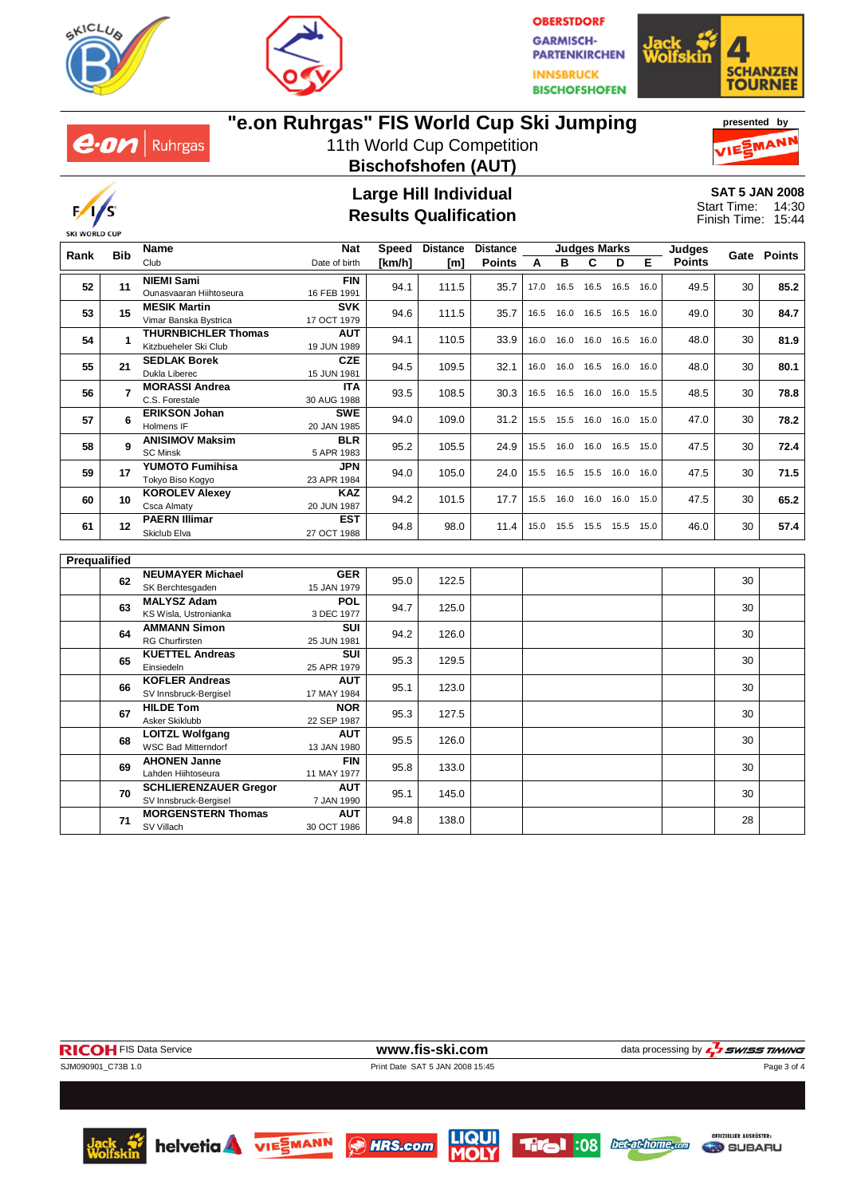# "e.on Ruhrgas" FIS World Cup Ski Jumping

11th World Cup Competition

**Bischofshofen (AUT)**

## Large Hill Individual
## Results Qualification

**SAT 5 JAN 2008**
Start Time: 14:30
Finish Time: 15:44

| Rank | Bib | Name / Club | Nat / Date of birth | Speed [km/h] | Distance [m] | Distance Points | A | B | C | D | E | Judges Points | Gate | Points |
|---|---|---|---|---|---|---|---|---|---|---|---|---|---|---|
| 52 | 11 | **NIEMI Sami** Ounasvaaran Hiihtoseura | FIN 16 FEB 1991 | 94.1 | 111.5 | 35.7 | 17.0 | 16.5 | 16.5 | 16.5 | 16.0 | 49.5 | 30 | **85.2** |
| 53 | 15 | **MESIK Martin** Vimar Banska Bystrica | SVK 17 OCT 1979 | 94.6 | 111.5 | 35.7 | 16.5 | 16.0 | 16.5 | 16.5 | 16.0 | 49.0 | 30 | **84.7** |
| 54 | 1 | **THURNBICHLER Thomas** Kitzbueheler Ski Club | AUT 19 JUN 1989 | 94.1 | 110.5 | 33.9 | 16.0 | 16.0 | 16.0 | 16.5 | 16.0 | 48.0 | 30 | **81.9** |
| 55 | 21 | **SEDLAK Borek** Dukla Liberec | CZE 15 JUN 1981 | 94.5 | 109.5 | 32.1 | 16.0 | 16.0 | 16.5 | 16.0 | 16.0 | 48.0 | 30 | **80.1** |
| 56 | 7 | **MORASSI Andrea** C.S. Forestale | ITA 30 AUG 1988 | 93.5 | 108.5 | 30.3 | 16.5 | 16.5 | 16.0 | 16.0 | 15.5 | 48.5 | 30 | **78.8** |
| 57 | 6 | **ERIKSON Johan** Holmens IF | SWE 20 JAN 1985 | 94.0 | 109.0 | 31.2 | 15.5 | 15.5 | 16.0 | 16.0 | 15.0 | 47.0 | 30 | **78.2** |
| 58 | 9 | **ANISIMOV Maksim** SC Minsk | BLR 5 APR 1983 | 95.2 | 105.5 | 24.9 | 15.5 | 16.0 | 16.0 | 16.5 | 15.0 | 47.5 | 30 | **72.4** |
| 59 | 17 | **YUMOTO Fumihisa** Tokyo Biso Kogyo | JPN 23 APR 1984 | 94.0 | 105.0 | 24.0 | 15.5 | 16.5 | 15.5 | 16.0 | 16.0 | 47.5 | 30 | **71.5** |
| 60 | 10 | **KOROLEV Alexey** Csca Almaty | KAZ 20 JUN 1987 | 94.2 | 101.5 | 17.7 | 15.5 | 16.0 | 16.0 | 16.0 | 15.0 | 47.5 | 30 | **65.2** |
| 61 | 12 | **PAERN Illimar** Skiclub Elva | EST 27 OCT 1988 | 94.8 | 98.0 | 11.4 | 15.0 | 15.5 | 15.5 | 15.5 | 15.0 | 46.0 | 30 | **57.4** |

**Prequalified**

| Rank | Bib | Name / Club | Nat / Date of birth | Speed [km/h] | Distance [m] | Distance Points | A | B | C | D | E | Judges Points | Gate | Points |
|---|---|---|---|---|---|---|---|---|---|---|---|---|---|---|
| | 62 | **NEUMAYER Michael** SK Berchtesgaden | GER 15 JAN 1979 | 95.0 | 122.5 | | | | | | | | 30 | |
| | 63 | **MALYSZ Adam** KS Wisla, Ustronianka | POL 3 DEC 1977 | 94.7 | 125.0 | | | | | | | | 30 | |
| | 64 | **AMMANN Simon** RG Churfirsten | SUI 25 JUN 1981 | 94.2 | 126.0 | | | | | | | | 30 | |
| | 65 | **KUETTEL Andreas** Einsiedeln | SUI 25 APR 1979 | 95.3 | 129.5 | | | | | | | | 30 | |
| | 66 | **KOFLER Andreas** SV Innsbruck-Bergisel | AUT 17 MAY 1984 | 95.1 | 123.0 | | | | | | | | 30 | |
| | 67 | **HILDE Tom** Asker Skiklubb | NOR 22 SEP 1987 | 95.3 | 127.5 | | | | | | | | 30 | |
| | 68 | **LOITZL Wolfgang** WSC Bad Mitterndorf | AUT 13 JAN 1980 | 95.5 | 126.0 | | | | | | | | 30 | |
| | 69 | **AHONEN Janne** Lahden Hiihtoseura | FIN 11 MAY 1977 | 95.8 | 133.0 | | | | | | | | 30 | |
| | 70 | **SCHLIERENZAUER Gregor** SV Innsbruck-Bergisel | AUT 7 JAN 1990 | 95.1 | 145.0 | | | | | | | | 30 | |
| | 71 | **MORGENSTERN Thomas** SV Villach | AUT 30 OCT 1986 | 94.8 | 138.0 | | | | | | | | 28 | |

RICOH FIS Data Service — www.fis-ski.com — data processing by SWISS TIMING

SJM090901_C73B 1.0 — Print Date SAT 5 JAN 2008 15:45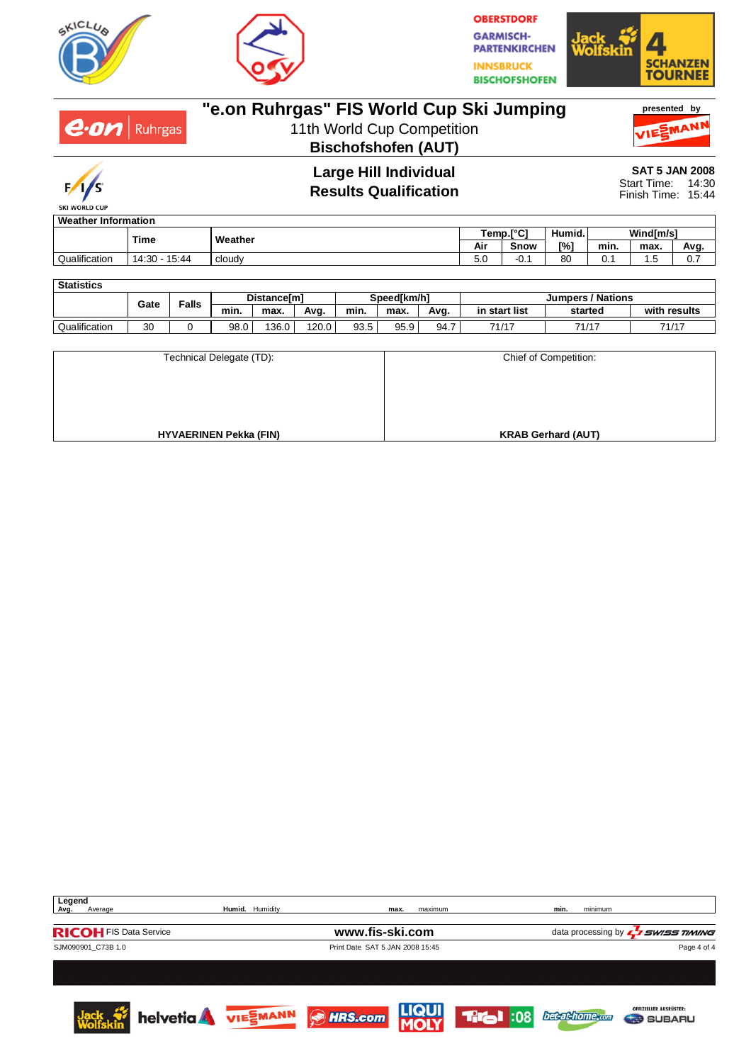# "e.on Ruhrgas" FIS World Cup Ski Jumping

11th World Cup Competition

**Bischofshofen (AUT)**

presented by

## Large Hill Individual
## Results Qualification

**SAT 5 JAN 2008**
Start Time: 14:30
Finish Time: 15:44

**Weather Information**

| | Time | Weather | Temp.[°C] | | Humid. | Wind[m/s] | | |
|---|---|---|---|---|---|---|---|---|
| | | | Air | Snow | [%] | min. | max. | Avg. |
| Qualification | 14:30 - 15:44 | cloudy | 5.0 | -0.1 | 80 | 0.1 | 1.5 | 0.7 |

**Statistics**

| | Gate | Falls | Distance[m] | | | Speed[km/h] | | | Jumpers / Nations | | |
|---|---|---|---|---|---|---|---|---|---|---|---|
| | | | min. | max. | Avg. | min. | max. | Avg. | in start list | started | with results |
| Qualification | 30 | 0 | 98.0 | 136.0 | 120.0 | 93.5 | 95.9 | 94.7 | 71/17 | 71/17 | 71/17 |

| Technical Delegate (TD): | Chief of Competition: |
|---|---|
| **HYVAERINEN Pekka (FIN)** | **KRAB Gerhard (AUT)** |

**Legend**
**Avg.** Average **Humid.** Humidity **max.** maximum **min.** minimum

RICOH FIS Data Service — www.fis-ski.com — data processing by SWISS TIMING

SJM090901_C73B 1.0 — Print Date SAT 5 JAN 2008 15:45